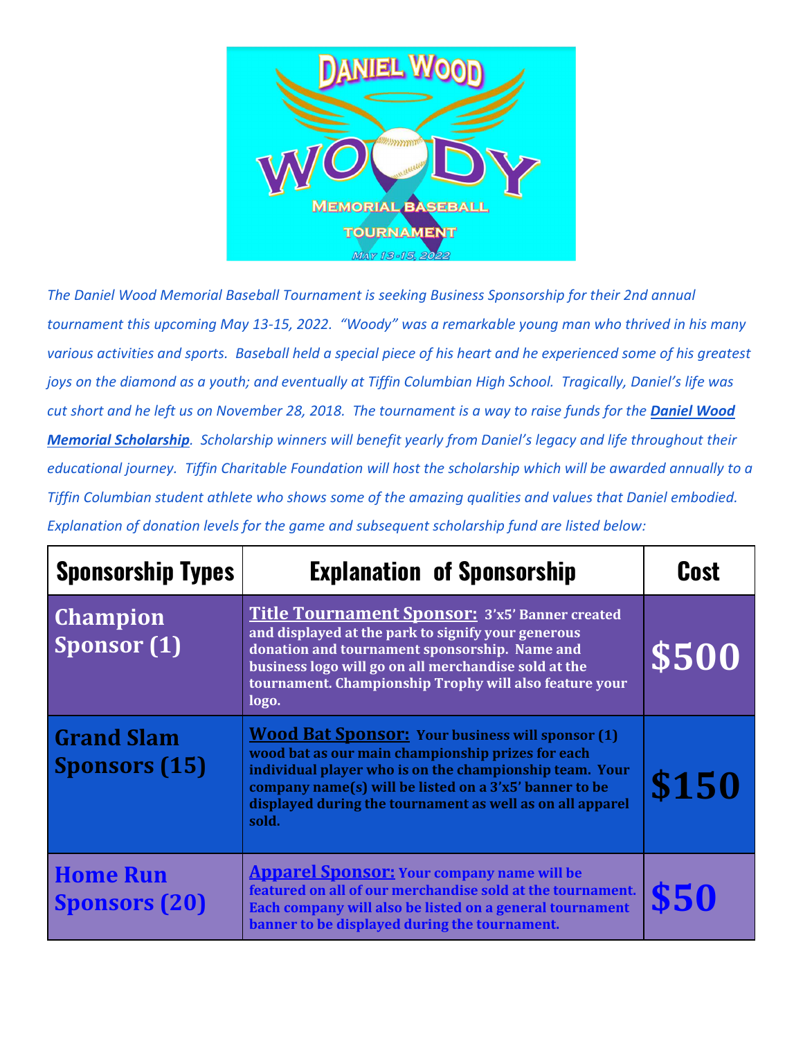# DANIEL WOOD WOODY MEMORIAL BASEBALL TOURNAMENT

MAY 13-15, 2022

*The Daniel Wood Memorial Baseball Tournament is seeking Business Sponsorship for their 2nd annual tournament this upcoming May 13-15, 2022. "Woody" was a remarkable young man who thrived in his many various activities and sports. Baseball held a special piece of his heart and he experienced some of his greatest joys on the diamond as a youth; and eventually at Tiffin Columbian High School. Tragically, Daniel's life was cut short and he left us on November 28, 2018. The tournament is a way to raise funds for the* ***Daniel Wood Memorial Scholarship****. Scholarship winners will benefit yearly from Daniel's legacy and life throughout their educational journey. Tiffin Charitable Foundation will host the scholarship which will be awarded annually to a Tiffin Columbian student athlete who shows some of the amazing qualities and values that Daniel embodied. Explanation of donation levels for the game and subsequent scholarship fund are listed below:*

| Sponsorship Types | Explanation of Sponsorship | Cost |
|---|---|---|
| **Champion Sponsor (1)** | **Title Tournament Sponsor:** 3'x5' Banner created and displayed at the park to signify your generous donation and tournament sponsorship. Name and business logo will go on all merchandise sold at the tournament. Championship Trophy will also feature your logo. | **$500** |
| **Grand Slam Sponsors (15)** | **Wood Bat Sponsor:** Your business will sponsor (1) wood bat as our main championship prizes for each individual player who is on the championship team. Your company name(s) will be listed on a 3'x5' banner to be displayed during the tournament as well as on all apparel sold. | **$150** |
| **Home Run Sponsors (20)** | **Apparel Sponsor:** Your company name will be featured on all of our merchandise sold at the tournament. Each company will also be listed on a general tournament banner to be displayed during the tournament. | **$50** |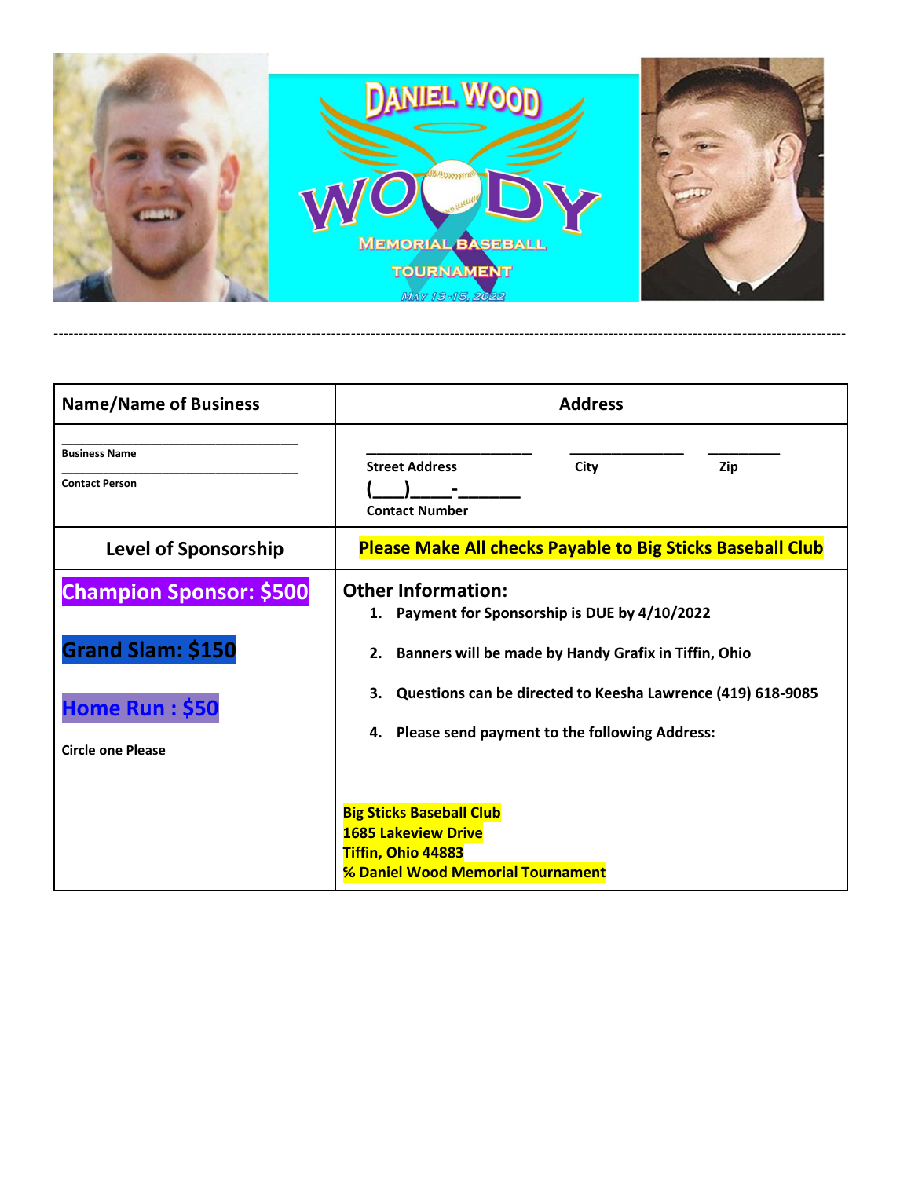DANIEL WOOD

WOODY

MEMORIAL BASEBALL TOURNAMENT

MAY 13-15, 2022

| Name/Name of Business | Address |
|---|---|
| ________________________ Business Name<br>________________________ Contact Person | ______________ Street Address &nbsp;&nbsp; ___________ City &nbsp;&nbsp; _______ Zip<br>(___)____-______<br>Contact Number |
| **Level of Sponsorship** | **Please Make All checks Payable to Big Sticks Baseball Club** |
| **Champion Sponsor: $500**<br><br>**Grand Slam: $150**<br><br>**Home Run : $50**<br><br>**Circle one Please** | **Other Information:**<br>1. **Payment for Sponsorship is DUE by 4/10/2022**<br>2. **Banners will be made by Handy Grafix in Tiffin, Ohio**<br>3. **Questions can be directed to Keesha Lawrence (419) 618-9085**<br>4. **Please send payment to the following Address:**<br><br>**Big Sticks Baseball Club**<br>**1685 Lakeview Drive**<br>**Tiffin, Ohio 44883**<br>**℅ Daniel Wood Memorial Tournament** |